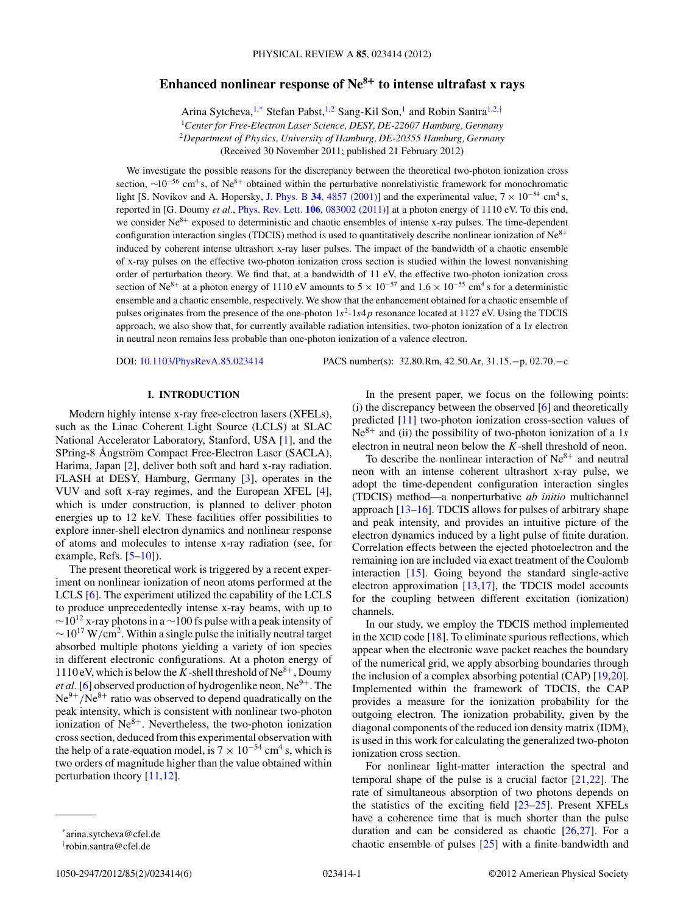# Enhanced nonlinear response of $Ne^{8+}$ to intense ultrafast x rays

Arina Sytcheva,[1,*] Stefan Pabst,[1,2] Sang-Kil Son,[1] and Robin Santra[1,2,†]

[1]*Center for Free-Electron Laser Science, DESY, DE-22607 Hamburg, Germany*

[2]*Department of Physics, University of Hamburg, DE-20355 Hamburg, Germany*

(Received 30 November 2011; published 21 February 2012)

We investigate the possible reasons for the discrepancy between the theoretical two-photon ionization cross section, $\sim 10^{-56}$ cm$^4$ s, of $Ne^{8+}$ obtained within the perturbative nonrelativistic framework for monochromatic light [S. Novikov and A. Hopersky, J. Phys. B **34**, 4857 (2001)] and the experimental value, $7 \times 10^{-54}$ cm$^4$ s, reported in [G. Doumy *et al.*, Phys. Rev. Lett. **106**, 083002 (2011)] at a photon energy of 1110 eV. To this end, we consider $Ne^{8+}$ exposed to deterministic and chaotic ensembles of intense x-ray pulses. The time-dependent configuration interaction singles (TDCIS) method is used to quantitatively describe nonlinear ionization of $Ne^{8+}$ induced by coherent intense ultrashort x-ray laser pulses. The impact of the bandwidth of a chaotic ensemble of x-ray pulses on the effective two-photon ionization cross section is studied within the lowest nonvanishing order of perturbation theory. We find that, at a bandwidth of 11 eV, the effective two-photon ionization cross section of $Ne^{8+}$ at a photon energy of 1110 eV amounts to $5 \times 10^{-57}$ and $1.6 \times 10^{-55}$ cm$^4$ s for a deterministic ensemble and a chaotic ensemble, respectively. We show that the enhancement obtained for a chaotic ensemble of pulses originates from the presence of the one-photon $1s^2$-$1s4p$ resonance located at 1127 eV. Using the TDCIS approach, we also show that, for currently available radiation intensities, two-photon ionization of a $1s$ electron in neutral neon remains less probable than one-photon ionization of a valence electron.

DOI: 10.1103/PhysRevA.85.023414 PACS number(s): 32.80.Rm, 42.50.Ar, 31.15.−p, 02.70.−c

## I. INTRODUCTION

Modern highly intense x-ray free-electron lasers (XFELs), such as the Linac Coherent Light Source (LCLS) at SLAC National Accelerator Laboratory, Stanford, USA [1], and the SPring-8 Ångström Compact Free-Electron Laser (SACLA), Harima, Japan [2], deliver both soft and hard x-ray radiation. FLASH at DESY, Hamburg, Germany [3], operates in the VUV and soft x-ray regimes, and the European XFEL [4], which is under construction, is planned to deliver photon energies up to 12 keV. These facilities offer possibilities to explore inner-shell electron dynamics and nonlinear response of atoms and molecules to intense x-ray radiation (see, for example, Refs. [5–10]).

The present theoretical work is triggered by a recent experiment on nonlinear ionization of neon atoms performed at the LCLS [6]. The experiment utilized the capability of the LCLS to produce unprecedentedly intense x-ray beams, with up to $\sim 10^{12}$ x-ray photons in a $\sim$100 fs pulse with a peak intensity of $\sim 10^{17}$ W/cm$^2$. Within a single pulse the initially neutral target absorbed multiple photons yielding a variety of ion species in different electronic configurations. At a photon energy of 1110 eV, which is below the $K$-shell threshold of $Ne^{8+}$, Doumy *et al.* [6] observed production of hydrogenlike neon, $Ne^{9+}$. The $Ne^{9+}/Ne^{8+}$ ratio was observed to depend quadratically on the peak intensity, which is consistent with nonlinear two-photon ionization of $Ne^{8+}$. Nevertheless, the two-photon ionization cross section, deduced from this experimental observation with the help of a rate-equation model, is $7 \times 10^{-54}$ cm$^4$ s, which is two orders of magnitude higher than the value obtained within perturbation theory [11,12].

In the present paper, we focus on the following points: (i) the discrepancy between the observed [6] and theoretically predicted [11] two-photon ionization cross-section values of $Ne^{8+}$ and (ii) the possibility of two-photon ionization of a $1s$ electron in neutral neon below the $K$-shell threshold of neon.

To describe the nonlinear interaction of $Ne^{8+}$ and neutral neon with an intense coherent ultrashort x-ray pulse, we adopt the time-dependent configuration interaction singles (TDCIS) method—a nonperturbative *ab initio* multichannel approach [13–16]. TDCIS allows for pulses of arbitrary shape and peak intensity, and provides an intuitive picture of the electron dynamics induced by a light pulse of finite duration. Correlation effects between the ejected photoelectron and the remaining ion are included via exact treatment of the Coulomb interaction [15]. Going beyond the standard single-active electron approximation [13,17], the TDCIS model accounts for the coupling between different excitation (ionization) channels.

In our study, we employ the TDCIS method implemented in the XCID code [18]. To eliminate spurious reflections, which appear when the electronic wave packet reaches the boundary of the numerical grid, we apply absorbing boundaries through the inclusion of a complex absorbing potential (CAP) [19,20]. Implemented within the framework of TDCIS, the CAP provides a measure for the ionization probability for the outgoing electron. The ionization probability, given by the diagonal components of the reduced ion density matrix (IDM), is used in this work for calculating the generalized two-photon ionization cross section.

For nonlinear light-matter interaction the spectral and temporal shape of the pulse is a crucial factor [21,22]. The rate of simultaneous absorption of two photons depends on the statistics of the exciting field [23–25]. Present XFELs have a coherence time that is much shorter than the pulse duration and can be considered as chaotic [26,27]. For a chaotic ensemble of pulses [25] with a finite bandwidth and

*arina.sytcheva@cfel.de

†robin.santra@cfel.de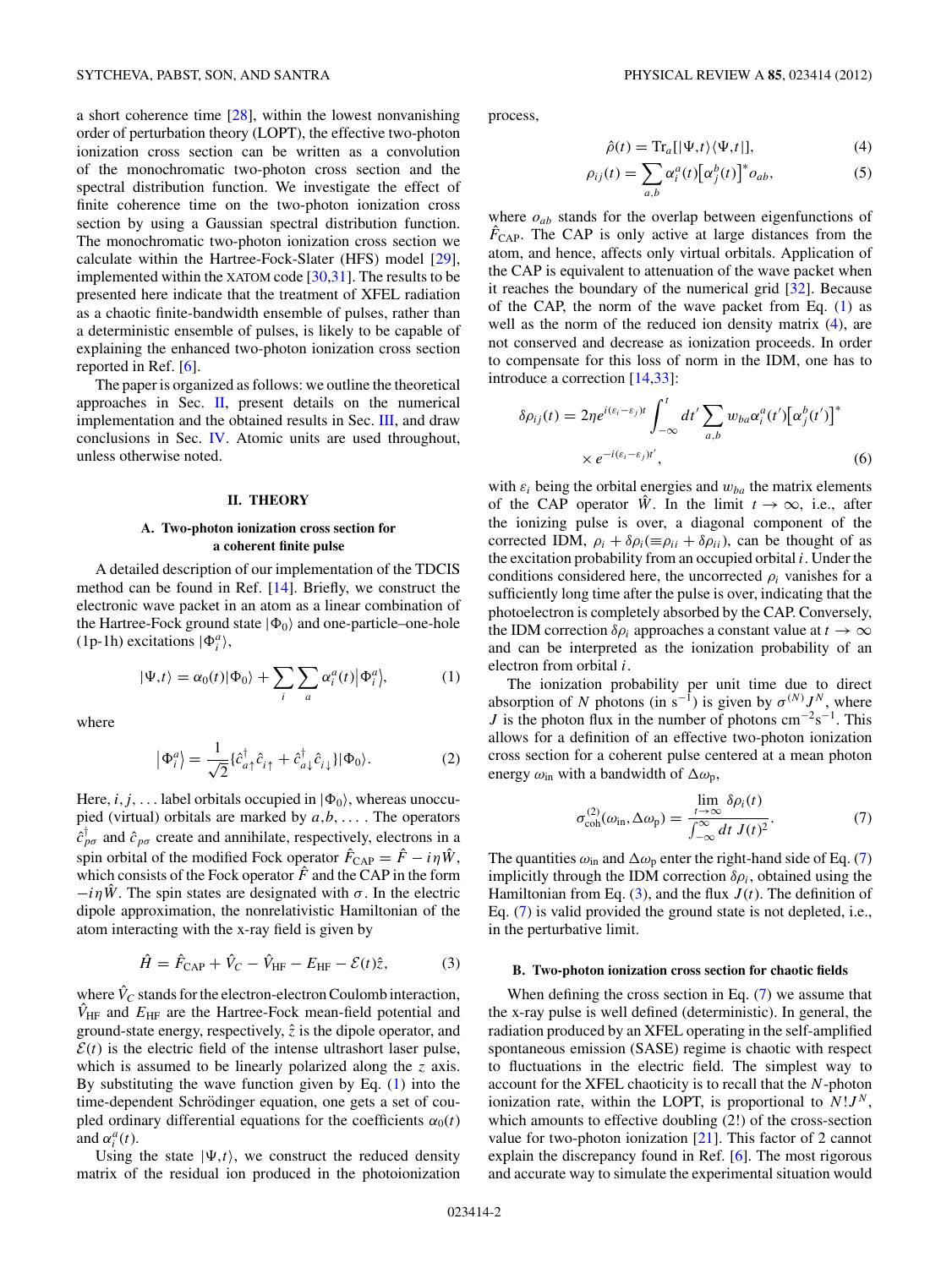a short coherence time [28], within the lowest nonvanishing order of perturbation theory (LOPT), the effective two-photon ionization cross section can be written as a convolution of the monochromatic two-photon cross section and the spectral distribution function. We investigate the effect of finite coherence time on the two-photon ionization cross section by using a Gaussian spectral distribution function. The monochromatic two-photon cross section we calculate within the Hartree-Fock-Slater (HFS) model [29], implemented within the XATOM code [30,31]. The results to be presented here indicate that the treatment of XFEL radiation as a chaotic finite-bandwidth ensemble of pulses, rather than a deterministic ensemble of pulses, is likely to be capable of explaining the enhanced two-photon ionization cross section reported in Ref. [6].

The paper is organized as follows: we outline the theoretical approaches in Sec. II, present details on the numerical implementation and the obtained results in Sec. III, and draw conclusions in Sec. IV. Atomic units are used throughout, unless otherwise noted.

## II. THEORY

### A. Two-photon ionization cross section for a coherent finite pulse

A detailed description of our implementation of the TDCIS method can be found in Ref. [14]. Briefly, we construct the electronic wave packet in an atom as a linear combination of the Hartree-Fock ground state $|\Phi_0\rangle$ and one-particle–one-hole (1p-1h) excitations $|\Phi_i^a\rangle$,

$$|\Psi,t\rangle = \alpha_0(t)|\Phi_0\rangle + \sum_i \sum_a \alpha_i^a(t)\big|\Phi_i^a\big\rangle, \tag{1}$$

where

$$\big|\Phi_i^a\big\rangle = \frac{1}{\sqrt{2}}\{\hat{c}_{a\uparrow}^\dagger \hat{c}_{i\uparrow} + \hat{c}_{a\downarrow}^\dagger \hat{c}_{i\downarrow}\}|\Phi_0\rangle. \tag{2}$$

Here, $i,j,\ldots$ label orbitals occupied in $|\Phi_0\rangle$, whereas unoccupied (virtual) orbitals are marked by $a,b,\ldots$. The operators $\hat{c}_{p\sigma}^\dagger$ and $\hat{c}_{p\sigma}$ create and annihilate, respectively, electrons in a spin orbital of the modified Fock operator $\hat{F}_{\rm CAP} = \hat{F} - i\eta\hat{W}$, which consists of the Fock operator $\hat{F}$ and the CAP in the form $-i\eta\hat{W}$. The spin states are designated with $\sigma$. In the electric dipole approximation, the nonrelativistic Hamiltonian of the atom interacting with the x-ray field is given by

$$\hat{H} = \hat{F}_{\rm CAP} + \hat{V}_C - \hat{V}_{\rm HF} - E_{\rm HF} - \mathcal{E}(t)\hat{z}, \tag{3}$$

where $\hat{V}_C$ stands for the electron-electron Coulomb interaction, $\hat{V}_{\rm HF}$ and $E_{\rm HF}$ are the Hartree-Fock mean-field potential and ground-state energy, respectively, $\hat{z}$ is the dipole operator, and $\mathcal{E}(t)$ is the electric field of the intense ultrashort laser pulse, which is assumed to be linearly polarized along the $z$ axis. By substituting the wave function given by Eq. (1) into the time-dependent Schrödinger equation, one gets a set of coupled ordinary differential equations for the coefficients $\alpha_0(t)$ and $\alpha_i^a(t)$.

Using the state $|\Psi,t\rangle$, we construct the reduced density matrix of the residual ion produced in the photoionization process,

$$\hat{\rho}(t) = {\rm Tr}_a[|\Psi,t\rangle\langle\Psi,t|], \tag{4}$$

$$\rho_{ij}(t) = \sum_{a,b} \alpha_i^a(t)\big[\alpha_j^b(t)\big]^* o_{ab}, \tag{5}$$

where $o_{ab}$ stands for the overlap between eigenfunctions of $\hat{F}_{\rm CAP}$. The CAP is only active at large distances from the atom, and hence, affects only virtual orbitals. Application of the CAP is equivalent to attenuation of the wave packet when it reaches the boundary of the numerical grid [32]. Because of the CAP, the norm of the wave packet from Eq. (1) as well as the norm of the reduced ion density matrix (4), are not conserved and decrease as ionization proceeds. In order to compensate for this loss of norm in the IDM, one has to introduce a correction [14,33]:

$$\delta\rho_{ij}(t) = 2\eta e^{i(\varepsilon_i - \varepsilon_j)t} \int_{-\infty}^{t} dt' \sum_{a,b} w_{ba}\alpha_i^a(t')\big[\alpha_j^b(t')\big]^* \times e^{-i(\varepsilon_i-\varepsilon_j)t'}, \tag{6}$$

with $\varepsilon_i$ being the orbital energies and $w_{ba}$ the matrix elements of the CAP operator $\hat{W}$. In the limit $t\to\infty$, i.e., after the ionizing pulse is over, a diagonal component of the corrected IDM, $\rho_i + \delta\rho_i(\equiv \rho_{ii} + \delta\rho_{ii})$, can be thought of as the excitation probability from an occupied orbital $i$. Under the conditions considered here, the uncorrected $\rho_i$ vanishes for a sufficiently long time after the pulse is over, indicating that the photoelectron is completely absorbed by the CAP. Conversely, the IDM correction $\delta\rho_i$ approaches a constant value at $t\to\infty$ and can be interpreted as the ionization probability of an electron from orbital $i$.

The ionization probability per unit time due to direct absorption of $N$ photons (in $s^{-1}$) is given by $\sigma^{(N)}J^N$, where $J$ is the photon flux in the number of photons $\text{cm}^{-2}\text{s}^{-1}$. This allows for a definition of an effective two-photon ionization cross section for a coherent pulse centered at a mean photon energy $\omega_{\rm in}$ with a bandwidth of $\Delta\omega_{\rm p}$,

$$\sigma_{\rm coh}^{(2)}(\omega_{\rm in},\Delta\omega_{\rm p}) = \frac{\lim_{t\to\infty}\delta\rho_i(t)}{\int_{-\infty}^{\infty} dt\, J(t)^2}. \tag{7}$$

The quantities $\omega_{\rm in}$ and $\Delta\omega_{\rm p}$ enter the right-hand side of Eq. (7) implicitly through the IDM correction $\delta\rho_i$, obtained using the Hamiltonian from Eq. (3), and the flux $J(t)$. The definition of Eq. (7) is valid provided the ground state is not depleted, i.e., in the perturbative limit.

### B. Two-photon ionization cross section for chaotic fields

When defining the cross section in Eq. (7) we assume that the x-ray pulse is well defined (deterministic). In general, the radiation produced by an XFEL operating in the self-amplified spontaneous emission (SASE) regime is chaotic with respect to fluctuations in the electric field. The simplest way to account for the XFEL chaoticity is to recall that the $N$-photon ionization rate, within the LOPT, is proportional to $N!J^N$, which amounts to effective doubling (2!) of the cross-section value for two-photon ionization [21]. This factor of 2 cannot explain the discrepancy found in Ref. [6]. The most rigorous and accurate way to simulate the experimental situation would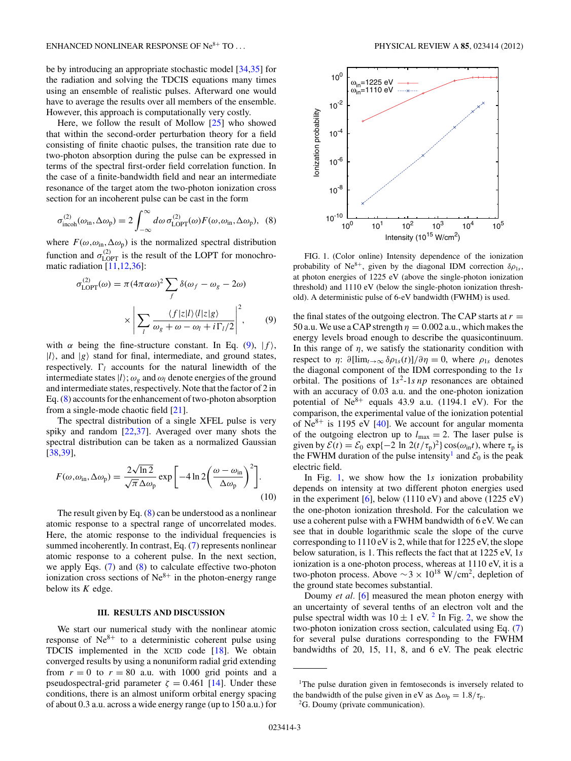be by introducing an appropriate stochastic model [34,35] for the radiation and solving the TDCIS equations many times using an ensemble of realistic pulses. Afterward one would have to average the results over all members of the ensemble. However, this approach is computationally very costly.

Here, we follow the result of Mollow [25] who showed that within the second-order perturbation theory for a field consisting of finite chaotic pulses, the transition rate due to two-photon absorption during the pulse can be expressed in terms of the spectral first-order field correlation function. In the case of a finite-bandwidth field and near an intermediate resonance of the target atom the two-photon ionization cross section for an incoherent pulse can be cast in the form

$$\sigma^{(2)}_{\rm incoh}(\omega_{\rm in},\Delta\omega_{\rm p}) = 2\int_{-\infty}^{\infty} d\omega\, \sigma^{(2)}_{\rm LOPT}(\omega) F(\omega,\omega_{\rm in},\Delta\omega_{\rm p}), \quad (8)$$

where $F(\omega,\omega_{\rm in},\Delta\omega_{\rm p})$ is the normalized spectral distribution function and $\sigma^{(2)}_{\rm LOPT}$ is the result of the LOPT for monochromatic radiation [11,12,36]:

$$\sigma^{(2)}_{\rm LOPT}(\omega) = \pi(4\pi\alpha\omega)^2 \sum_f \delta(\omega_f - \omega_g - 2\omega) \times \left| \sum_l \frac{\langle f|z|l\rangle\langle l|z|g\rangle}{\omega_g + \omega - \omega_l + i\Gamma_l/2} \right|^2, \quad (9)$$

with $\alpha$ being the fine-structure constant. In Eq. (9), $|f\rangle$, $|l\rangle$, and $|g\rangle$ stand for final, intermediate, and ground states, respectively. $\Gamma_l$ accounts for the natural linewidth of the intermediate states $|l\rangle$; $\omega_g$ and $\omega_l$ denote energies of the ground and intermediate states, respectively. Note that the factor of 2 in Eq. (8) accounts for the enhancement of two-photon absorption from a single-mode chaotic field [21].

The spectral distribution of a single XFEL pulse is very spiky and random [22,37]. Averaged over many shots the spectral distribution can be taken as a normalized Gaussian [38,39],

$$F(\omega,\omega_{\rm in},\Delta\omega_{\rm p}) = \frac{2\sqrt{\ln 2}}{\sqrt{\pi}\,\Delta\omega_{\rm p}} \exp\left[-4\ln 2\left(\frac{\omega-\omega_{\rm in}}{\Delta\omega_{\rm p}}\right)^2\right]. \quad (10)$$

The result given by Eq. (8) can be understood as a nonlinear atomic response to a spectral range of uncorrelated modes. Here, the atomic response to the individual frequencies is summed incoherently. In contrast, Eq. (7) represents nonlinear atomic response to a coherent pulse. In the next section, we apply Eqs. (7) and (8) to calculate effective two-photon ionization cross sections of $Ne^{8+}$ in the photon-energy range below its $K$ edge.

## III. RESULTS AND DISCUSSION

We start our numerical study with the nonlinear atomic response of $Ne^{8+}$ to a deterministic coherent pulse using TDCIS implemented in the XCID code [18]. We obtain converged results by using a nonuniform radial grid extending from $r = 0$ to $r = 80$ a.u. with 1000 grid points and a pseudospectral-grid parameter $\zeta = 0.461$ [14]. Under these conditions, there is an almost uniform orbital energy spacing of about 0.3 a.u. across a wide energy range (up to 150 a.u.) for the final states of the outgoing electron. The CAP starts at $r = 50$ a.u. We use a CAP strength $\eta = 0.002$ a.u., which makes the energy levels broad enough to describe the quasicontinuum. In this range of $\eta$, we satisfy the stationarity condition with respect to $\eta$: $\partial[\lim_{t\to\infty}\delta\rho_{1s}(t)]/\partial\eta = 0$, where $\rho_{1s}$ denotes the diagonal component of the IDM corresponding to the $1s$ orbital. The positions of $1s^2$-$1s\,np$ resonances are obtained with an accuracy of 0.03 a.u. and the one-photon ionization potential of $Ne^{8+}$ equals 43.9 a.u. (1194.1 eV). For the comparison, the experimental value of the ionization potential of $Ne^{8+}$ is 1195 eV [40]. We account for angular momenta of the outgoing electron up to $l_{\max} = 2$. The laser pulse is given by $\mathcal{E}(t) = \mathcal{E}_0 \exp\{-2\ln 2(t/\tau_{\rm p})^2\}\cos(\omega_{\rm in}t)$, where $\tau_{\rm p}$ is the FWHM duration of the pulse intensity[1] and $\mathcal{E}_0$ is the peak electric field.

FIG. 1. (Color online) Intensity dependence of the ionization probability of $Ne^{8+}$, given by the diagonal IDM correction $\delta\rho_{1s}$, at photon energies of 1225 eV (above the single-photon ionization threshold) and 1110 eV (below the single-photon ionization threshold). A deterministic pulse of 6-eV bandwidth (FWHM) is used.

In Fig. 1, we show how the $1s$ ionization probability depends on intensity at two different photon energies used in the experiment [6], below (1110 eV) and above (1225 eV) the one-photon ionization threshold. For the calculation we use a coherent pulse with a FWHM bandwidth of 6 eV. We can see that in double logarithmic scale the slope of the curve corresponding to 1110 eV is 2, while that for 1225 eV, the slope below saturation, is 1. This reflects the fact that at 1225 eV, $1s$ ionization is a one-photon process, whereas at 1110 eV, it is a two-photon process. Above $\sim 3\times 10^{18}$ W/cm$^2$, depletion of the ground state becomes substantial.

Doumy *et al.* [6] measured the mean photon energy with an uncertainty of several tenths of an electron volt and the pulse spectral width was $10 \pm 1$ eV. [2] In Fig. 2, we show the two-photon ionization cross section, calculated using Eq. (7) for several pulse durations corresponding to the FWHM bandwidths of 20, 15, 11, 8, and 6 eV. The peak electric

---

[1] The pulse duration given in femtoseconds is inversely related to the bandwidth of the pulse given in eV as $\Delta\omega_{\rm p} = 1.8/\tau_{\rm p}$.

[2] G. Doumy (private communication).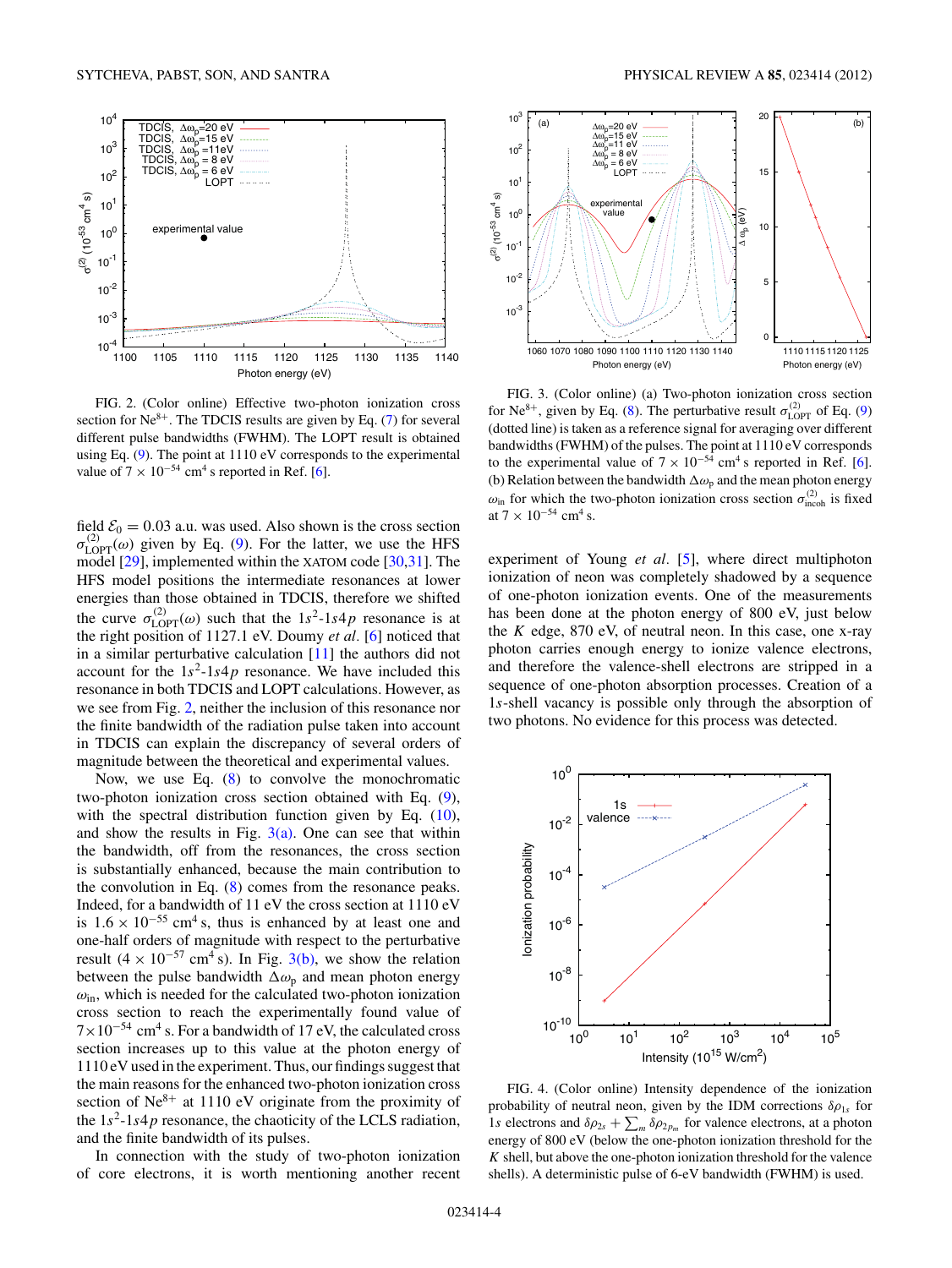FIG. 2. (Color online) Effective two-photon ionization cross section for $Ne^{8+}$. The TDCIS results are given by Eq. (7) for several different pulse bandwidths (FWHM). The LOPT result is obtained using Eq. (9). The point at 1110 eV corresponds to the experimental value of $7 \times 10^{-54}$ cm$^4$ s reported in Ref. [6].

FIG. 3. (Color online) (a) Two-photon ionization cross section for $Ne^{8+}$, given by Eq. (8). The perturbative result $\sigma^{(2)}_{\rm LOPT}$ of Eq. (9) (dotted line) is taken as a reference signal for averaging over different bandwidths (FWHM) of the pulses. The point at 1110 eV corresponds to the experimental value of $7 \times 10^{-54}$ cm$^4$ s reported in Ref. [6]. (b) Relation between the bandwidth $\Delta\omega_{\rm p}$ and the mean photon energy $\omega_{\rm in}$ for which the two-photon ionization cross section $\sigma^{(2)}_{\rm incoh}$ is fixed at $7 \times 10^{-54}$ cm$^4$ s.

field $\mathcal{E}_0 = 0.03$ a.u. was used. Also shown is the cross section $\sigma^{(2)}_{\rm LOPT}(\omega)$ given by Eq. (9). For the latter, we use the HFS model [29], implemented within the XATOM code [30,31]. The HFS model positions the intermediate resonances at lower energies than those obtained in TDCIS, therefore we shifted the curve $\sigma^{(2)}_{\rm LOPT}(\omega)$ such that the $1s^2$-$1s4p$ resonance is at the right position of 1127.1 eV. Doumy *et al.* [6] noticed that in a similar perturbative calculation [11] the authors did not account for the $1s^2$-$1s4p$ resonance. We have included this resonance in both TDCIS and LOPT calculations. However, as we see from Fig. 2, neither the inclusion of this resonance nor the finite bandwidth of the radiation pulse taken into account in TDCIS can explain the discrepancy of several orders of magnitude between the theoretical and experimental values.

Now, we use Eq. (8) to convolve the monochromatic two-photon ionization cross section obtained with Eq. (9), with the spectral distribution function given by Eq. (10), and show the results in Fig. 3(a). One can see that within the bandwidth, off from the resonances, the cross section is substantially enhanced, because the main contribution to the convolution in Eq. (8) comes from the resonance peaks. Indeed, for a bandwidth of 11 eV the cross section at 1110 eV is $1.6 \times 10^{-55}$ cm$^4$ s, thus is enhanced by at least one and one-half orders of magnitude with respect to the perturbative result ($4 \times 10^{-57}$ cm$^4$ s). In Fig. 3(b), we show the relation between the pulse bandwidth $\Delta\omega_{\rm p}$ and mean photon energy $\omega_{\rm in}$, which is needed for the calculated two-photon ionization cross section to reach the experimentally found value of $7 \times 10^{-54}$ cm$^4$ s. For a bandwidth of 17 eV, the calculated cross section increases up to this value at the photon energy of 1110 eV used in the experiment. Thus, our findings suggest that the main reasons for the enhanced two-photon ionization cross section of $Ne^{8+}$ at 1110 eV originate from the proximity of the $1s^2$-$1s4p$ resonance, the chaoticity of the LCLS radiation, and the finite bandwidth of its pulses.

In connection with the study of two-photon ionization of core electrons, it is worth mentioning another recent experiment of Young *et al.* [5], where direct multiphoton ionization of neon was completely shadowed by a sequence of one-photon ionization events. One of the measurements has been done at the photon energy of 800 eV, just below the *K* edge, 870 eV, of neutral neon. In this case, one x-ray photon carries enough energy to ionize valence electrons, and therefore the valence-shell electrons are stripped in a sequence of one-photon absorption processes. Creation of a 1*s*-shell vacancy is possible only through the absorption of two photons. No evidence for this process was detected.

FIG. 4. (Color online) Intensity dependence of the ionization probability of neutral neon, given by the IDM corrections $\delta\rho_{1s}$ for 1*s* electrons and $\delta\rho_{2s} + \sum_m \delta\rho_{2p_m}$ for valence electrons, at a photon energy of 800 eV (below the one-photon ionization threshold for the *K* shell, but above the one-photon ionization threshold for the valence shells). A deterministic pulse of 6-eV bandwidth (FWHM) is used.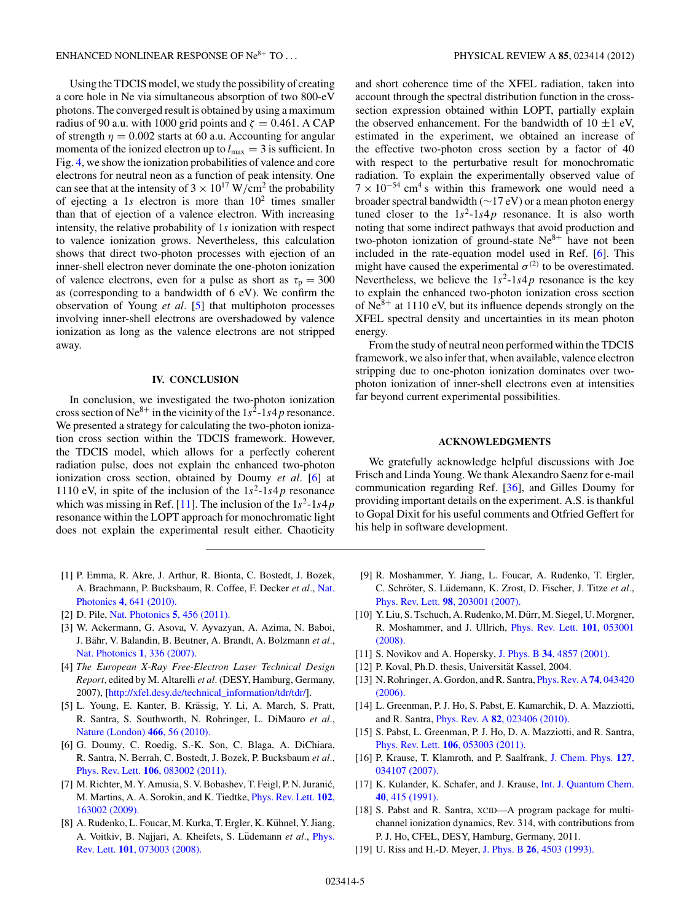Using the TDCIS model, we study the possibility of creating a core hole in Ne via simultaneous absorption of two 800-eV photons. The converged result is obtained by using a maximum radius of 90 a.u. with 1000 grid points and $\zeta = 0.461$. A CAP of strength $\eta = 0.002$ starts at 60 a.u. Accounting for angular momenta of the ionized electron up to $l_{\max} = 3$ is sufficient. In Fig. 4, we show the ionization probabilities of valence and core electrons for neutral neon as a function of peak intensity. One can see that at the intensity of $3 \times 10^{17}$ W/cm$^2$ the probability of ejecting a 1$s$ electron is more than $10^2$ times smaller than that of ejection of a valence electron. With increasing intensity, the relative probability of 1$s$ ionization with respect to valence ionization grows. Nevertheless, this calculation shows that direct two-photon processes with ejection of an inner-shell electron never dominate the one-photon ionization of valence electrons, even for a pulse as short as $\tau_p = 300$ as (corresponding to a bandwidth of 6 eV). We confirm the observation of Young *et al.* [5] that multiphoton processes involving inner-shell electrons are overshadowed by valence ionization as long as the valence electrons are not stripped away.

## IV. CONCLUSION

In conclusion, we investigated the two-photon ionization cross section of $Ne^{8+}$ in the vicinity of the $1s^2$-$1s4p$ resonance. We presented a strategy for calculating the two-photon ionization cross section within the TDCIS framework. However, the TDCIS model, which allows for a perfectly coherent radiation pulse, does not explain the enhanced two-photon ionization cross section, obtained by Doumy *et al.* [6] at 1110 eV, in spite of the inclusion of the $1s^2$-$1s4p$ resonance which was missing in Ref. [11]. The inclusion of the $1s^2$-$1s4p$ resonance within the LOPT approach for monochromatic light does not explain the experimental result either. Chaoticity and short coherence time of the XFEL radiation, taken into account through the spectral distribution function in the cross-section expression obtained within LOPT, partially explain the observed enhancement. For the bandwidth of $10 \pm 1$ eV, estimated in the experiment, we obtained an increase of the effective two-photon cross section by a factor of 40 with respect to the perturbative result for monochromatic radiation. To explain the experimentally observed value of $7 \times 10^{-54}$ cm$^4$ s within this framework one would need a broader spectral bandwidth (~17 eV) or a mean photon energy tuned closer to the $1s^2$-$1s4p$ resonance. It is also worth noting that some indirect pathways that avoid production and two-photon ionization of ground-state $Ne^{8+}$ have not been included in the rate-equation model used in Ref. [6]. This might have caused the experimental $\sigma^{(2)}$ to be overestimated. Nevertheless, we believe the $1s^2$-$1s4p$ resonance is the key to explain the enhanced two-photon ionization cross section of $Ne^{8+}$ at 1110 eV, but its influence depends strongly on the XFEL spectral density and uncertainties in its mean photon energy.

From the study of neutral neon performed within the TDCIS framework, we also infer that, when available, valence electron stripping due to one-photon ionization dominates over two-photon ionization of inner-shell electrons even at intensities far beyond current experimental possibilities.

## ACKNOWLEDGMENTS

We gratefully acknowledge helpful discussions with Joe Frisch and Linda Young. We thank Alexandro Saenz for e-mail communication regarding Ref. [36], and Gilles Doumy for providing important details on the experiment. A.S. is thankful to Gopal Dixit for his useful comments and Otfried Geffert for his help in software development.

[1] P. Emma, R. Akre, J. Arthur, R. Bionta, C. Bostedt, J. Bozek, A. Brachmann, P. Bucksbaum, R. Coffee, F. Decker *et al.*, Nat. Photonics **4**, 641 (2010).

[2] D. Pile, Nat. Photonics **5**, 456 (2011).

[3] W. Ackermann, G. Asova, V. Ayvazyan, A. Azima, N. Baboi, J. Bähr, V. Balandin, B. Beutner, A. Brandt, A. Bolzmann *et al.*, Nat. Photonics **1**, 336 (2007).

[4] *The European X-Ray Free-Electron Laser Technical Design Report*, edited by M. Altarelli *et al.* (DESY, Hamburg, Germany, 2007), [http://xfel.desy.de/technical_information/tdr/tdr/].

[5] L. Young, E. Kanter, B. Krässig, Y. Li, A. March, S. Pratt, R. Santra, S. Southworth, N. Rohringer, L. DiMauro *et al.*, Nature (London) **466**, 56 (2010).

[6] G. Doumy, C. Roedig, S.-K. Son, C. Blaga, A. DiChiara, R. Santra, N. Berrah, C. Bostedt, J. Bozek, P. Bucksbaum *et al.*, Phys. Rev. Lett. **106**, 083002 (2011).

[7] M. Richter, M. Y. Amusia, S. V. Bobashev, T. Feigl, P. N. Juranić, M. Martins, A. A. Sorokin, and K. Tiedtke, Phys. Rev. Lett. **102**, 163002 (2009).

[8] A. Rudenko, L. Foucar, M. Kurka, T. Ergler, K. Kühnel, Y. Jiang, A. Voitkiv, B. Najjari, A. Kheifets, S. Lüdemann *et al.*, Phys. Rev. Lett. **101**, 073003 (2008).

[9] R. Moshammer, Y. Jiang, L. Foucar, A. Rudenko, T. Ergler, C. Schröter, S. Lüdemann, K. Zrost, D. Fischer, J. Titze *et al.*, Phys. Rev. Lett. **98**, 203001 (2007).

[10] Y. Liu, S. Tschuch, A. Rudenko, M. Dürr, M. Siegel, U. Morgner, R. Moshammer, and J. Ullrich, Phys. Rev. Lett. **101**, 053001 (2008).

[11] S. Novikov and A. Hopersky, J. Phys. B **34**, 4857 (2001).

[12] P. Koval, Ph.D. thesis, Universität Kassel, 2004.

[13] N. Rohringer, A. Gordon, and R. Santra, Phys. Rev. A **74**, 043420 (2006).

[14] L. Greenman, P. J. Ho, S. Pabst, E. Kamarchik, D. A. Mazziotti, and R. Santra, Phys. Rev. A **82**, 023406 (2010).

[15] S. Pabst, L. Greenman, P. J. Ho, D. A. Mazziotti, and R. Santra, Phys. Rev. Lett. **106**, 053003 (2011).

[16] P. Krause, T. Klamroth, and P. Saalfrank, J. Chem. Phys. **127**, 034107 (2007).

[17] K. Kulander, K. Schafer, and J. Krause, Int. J. Quantum Chem. **40**, 415 (1991).

[18] S. Pabst and R. Santra, XCID—A program package for multichannel ionization dynamics, Rev. 314, with contributions from P. J. Ho, CFEL, DESY, Hamburg, Germany, 2011.

[19] U. Riss and H.-D. Meyer, J. Phys. B **26**, 4503 (1993).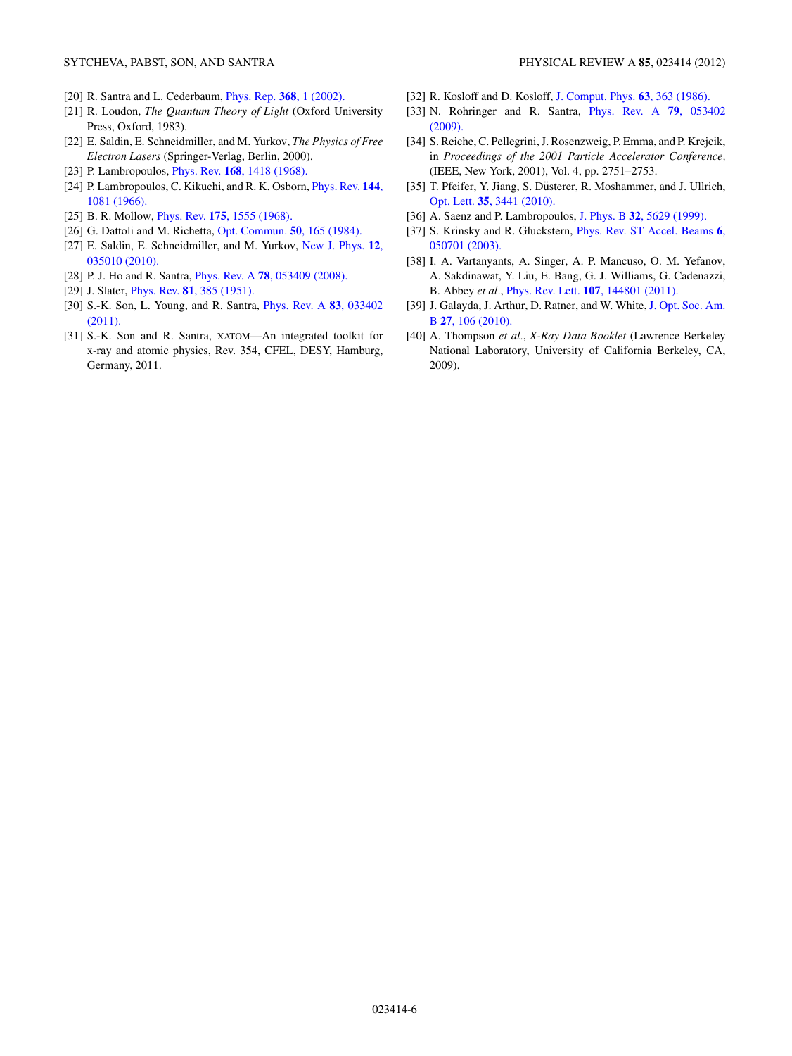[20] R. Santra and L. Cederbaum, Phys. Rep. **368**, 1 (2002).

[21] R. Loudon, *The Quantum Theory of Light* (Oxford University Press, Oxford, 1983).

[22] E. Saldin, E. Schneidmiller, and M. Yurkov, *The Physics of Free Electron Lasers* (Springer-Verlag, Berlin, 2000).

[23] P. Lambropoulos, Phys. Rev. **168**, 1418 (1968).

[24] P. Lambropoulos, C. Kikuchi, and R. K. Osborn, Phys. Rev. **144**, 1081 (1966).

[25] B. R. Mollow, Phys. Rev. **175**, 1555 (1968).

[26] G. Dattoli and M. Richetta, Opt. Commun. **50**, 165 (1984).

[27] E. Saldin, E. Schneidmiller, and M. Yurkov, New J. Phys. **12**, 035010 (2010).

[28] P. J. Ho and R. Santra, Phys. Rev. A **78**, 053409 (2008).

[29] J. Slater, Phys. Rev. **81**, 385 (1951).

[30] S.-K. Son, L. Young, and R. Santra, Phys. Rev. A **83**, 033402 (2011).

[31] S.-K. Son and R. Santra, XATOM—An integrated toolkit for x-ray and atomic physics, Rev. 354, CFEL, DESY, Hamburg, Germany, 2011.

[32] R. Kosloff and D. Kosloff, J. Comput. Phys. **63**, 363 (1986).

[33] N. Rohringer and R. Santra, Phys. Rev. A **79**, 053402 (2009).

[34] S. Reiche, C. Pellegrini, J. Rosenzweig, P. Emma, and P. Krejcik, in *Proceedings of the 2001 Particle Accelerator Conference,* (IEEE, New York, 2001), Vol. 4, pp. 2751–2753.

[35] T. Pfeifer, Y. Jiang, S. Düsterer, R. Moshammer, and J. Ullrich, Opt. Lett. **35**, 3441 (2010).

[36] A. Saenz and P. Lambropoulos, J. Phys. B **32**, 5629 (1999).

[37] S. Krinsky and R. Gluckstern, Phys. Rev. ST Accel. Beams **6**, 050701 (2003).

[38] I. A. Vartanyants, A. Singer, A. P. Mancuso, O. M. Yefanov, A. Sakdinawat, Y. Liu, E. Bang, G. J. Williams, G. Cadenazzi, B. Abbey *et al*., Phys. Rev. Lett. **107**, 144801 (2011).

[39] J. Galayda, J. Arthur, D. Ratner, and W. White, J. Opt. Soc. Am. B **27**, 106 (2010).

[40] A. Thompson *et al*., *X-Ray Data Booklet* (Lawrence Berkeley National Laboratory, University of California Berkeley, CA, 2009).